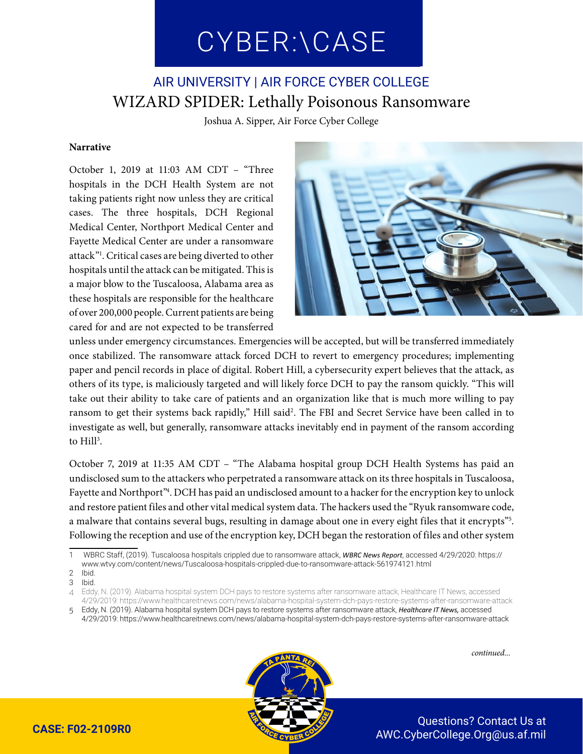# CYBER:\CASE

## AIR UNIVERSITY | AIR FORCE CYBER COLLEGE

# WIZARD SPIDER: Lethally Poisonous Ransomware

Joshua A. Sipper, Air Force Cyber College

**Narrative**

October 1, 2019 at 11:03 AM CDT – "Three hospitals in the DCH Health System are not taking patients right now unless they are critical cases. The three hospitals, DCH Regional Medical Center, Northport Medical Center and Fayette Medical Center are under a ransomware attack"[1]. Critical cases are being diverted to other hospitals until the attack can be mitigated. This is a major blow to the Tuscaloosa, Alabama area as these hospitals are responsible for the healthcare of over 200,000 people. Current patients are being cared for and are not expected to be transferred unless under emergency circumstances. Emergencies will be accepted, but will be transferred immediately once stabilized. The ransomware attack forced DCH to revert to emergency procedures; implementing paper and pencil records in place of digital. Robert Hill, a cybersecurity expert believes that the attack, as others of its type, is maliciously targeted and will likely force DCH to pay the ransom quickly. "This will take out their ability to take care of patients and an organization like that is much more willing to pay ransom to get their systems back rapidly," Hill said[2]. The FBI and Secret Service have been called in to investigate as well, but generally, ransomware attacks inevitably end in payment of the ransom according to Hill[3].

October 7, 2019 at 11:35 AM CDT – "The Alabama hospital group DCH Health Systems has paid an undisclosed sum to the attackers who perpetrated a ransomware attack on its three hospitals in Tuscaloosa, Fayette and Northport"[4]. DCH has paid an undisclosed amount to a hacker for the encryption key to unlock and restore patient files and other vital medical system data. The hackers used the "Ryuk ransomware code, a malware that contains several bugs, resulting in damage about one in every eight files that it encrypts"[5]. Following the reception and use of the encryption key, DCH began the restoration of files and other system

---

1 WBRC Staff, (2019). Tuscaloosa hospitals crippled due to ransomware attack, *WBRC News Report*, accessed 4/29/2020: https://www.wtvy.com/content/news/Tuscaloosa-hospitals-crippled-due-to-ransomware-attack-561974121.html

2 Ibid.

3 Ibid.

4 Eddy, N. (2019). Alabama hospital system DCH pays to restore systems after ransomware attack, Healthcare IT News, accessed 4/29/2019: https://www.healthcareitnews.com/news/alabama-hospital-system-dch-pays-restore-systems-after-ransomware-attack

5 Eddy, N. (2019). Alabama hospital system DCH pays to restore systems after ransomware attack, *Healthcare IT News,* accessed 4/29/2019: https://www.healthcareitnews.com/news/alabama-hospital-system-dch-pays-restore-systems-after-ransomware-attack

*continued...*

CASE: F02-2109R0

Questions? Contact Us at AWC.CyberCollege.Org@us.af.mil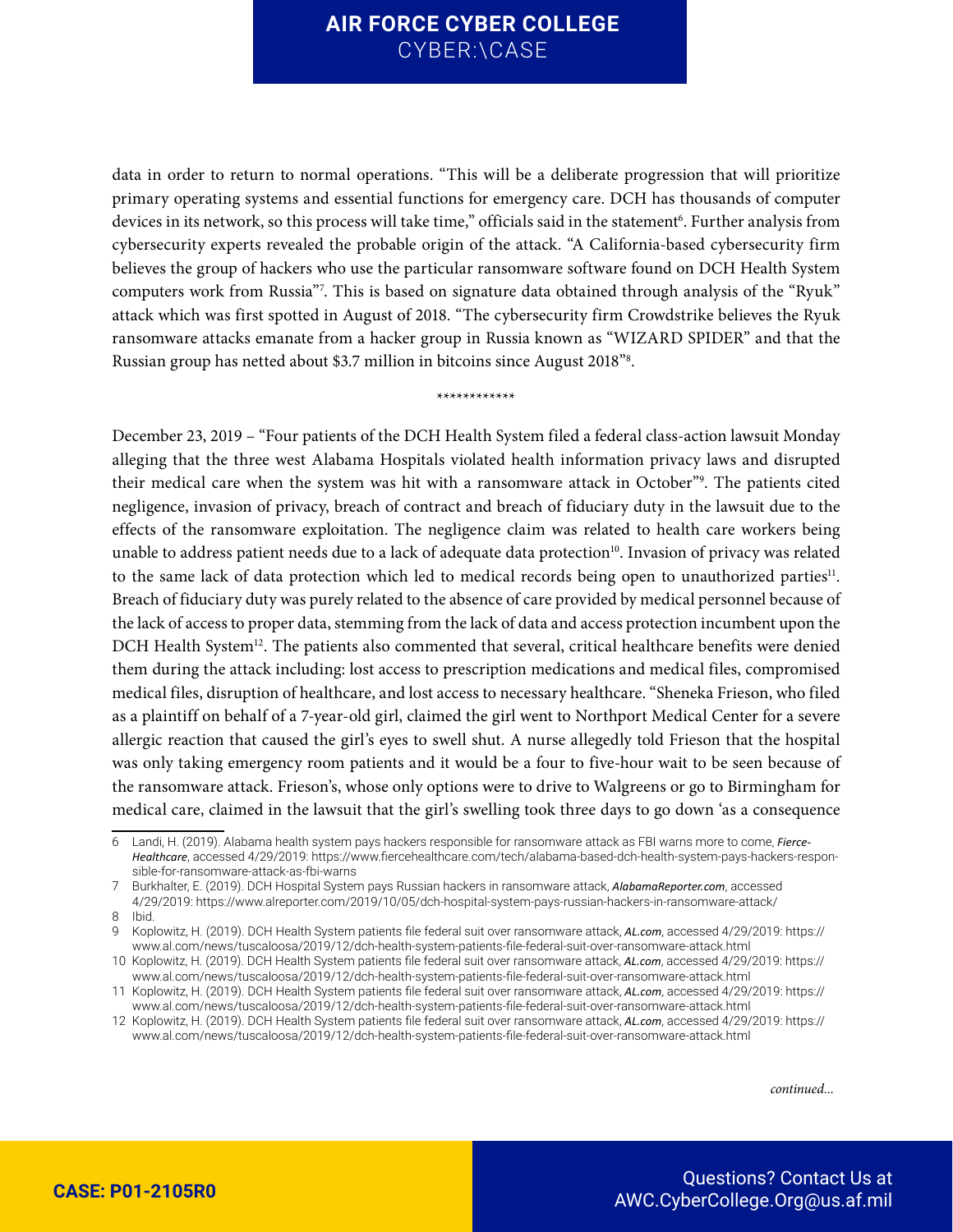data in order to return to normal operations. "This will be a deliberate progression that will prioritize primary operating systems and essential functions for emergency care. DCH has thousands of computer devices in its network, so this process will take time," officials said in the statement[6]. Further analysis from cybersecurity experts revealed the probable origin of the attack. "A California-based cybersecurity firm believes the group of hackers who use the particular ransomware software found on DCH Health System computers work from Russia"[7]. This is based on signature data obtained through analysis of the "Ryuk" attack which was first spotted in August of 2018. "The cybersecurity firm Crowdstrike believes the Ryuk ransomware attacks emanate from a hacker group in Russia known as "WIZARD SPIDER" and that the Russian group has netted about $3.7 million in bitcoins since August 2018"[8].

************

December 23, 2019 – "Four patients of the DCH Health System filed a federal class-action lawsuit Monday alleging that the three west Alabama Hospitals violated health information privacy laws and disrupted their medical care when the system was hit with a ransomware attack in October"[9]. The patients cited negligence, invasion of privacy, breach of contract and breach of fiduciary duty in the lawsuit due to the effects of the ransomware exploitation. The negligence claim was related to health care workers being unable to address patient needs due to a lack of adequate data protection[10]. Invasion of privacy was related to the same lack of data protection which led to medical records being open to unauthorized parties[11]. Breach of fiduciary duty was purely related to the absence of care provided by medical personnel because of the lack of access to proper data, stemming from the lack of data and access protection incumbent upon the DCH Health System[12]. The patients also commented that several, critical healthcare benefits were denied them during the attack including: lost access to prescription medications and medical files, compromised medical files, disruption of healthcare, and lost access to necessary healthcare. "Sheneka Frieson, who filed as a plaintiff on behalf of a 7-year-old girl, claimed the girl went to Northport Medical Center for a severe allergic reaction that caused the girl's eyes to swell shut. A nurse allegedly told Frieson that the hospital was only taking emergency room patients and it would be a four to five-hour wait to be seen because of the ransomware attack. Frieson's, whose only options were to drive to Walgreens or go to Birmingham for medical care, claimed in the lawsuit that the girl's swelling took three days to go down 'as a consequence

---

6 Landi, H. (2019). Alabama health system pays hackers responsible for ransomware attack as FBI warns more to come, ***Fierce-Healthcare***, accessed 4/29/2019: https://www.fiercehealthcare.com/tech/alabama-based-dch-health-system-pays-hackers-responsible-for-ransomware-attack-as-fbi-warns

7 Burkhalter, E. (2019). DCH Hospital System pays Russian hackers in ransomware attack, ***AlabamaReporter.com***, accessed 4/29/2019: https://www.alreporter.com/2019/10/05/dch-hospital-system-pays-russian-hackers-in-ransomware-attack/

8 Ibid.

9 Koplowitz, H. (2019). DCH Health System patients file federal suit over ransomware attack, ***AL.com***, accessed 4/29/2019: https://www.al.com/news/tuscaloosa/2019/12/dch-health-system-patients-file-federal-suit-over-ransomware-attack.html

10 Koplowitz, H. (2019). DCH Health System patients file federal suit over ransomware attack, ***AL.com***, accessed 4/29/2019: https://www.al.com/news/tuscaloosa/2019/12/dch-health-system-patients-file-federal-suit-over-ransomware-attack.html

11 Koplowitz, H. (2019). DCH Health System patients file federal suit over ransomware attack, ***AL.com***, accessed 4/29/2019: https://www.al.com/news/tuscaloosa/2019/12/dch-health-system-patients-file-federal-suit-over-ransomware-attack.html

12 Koplowitz, H. (2019). DCH Health System patients file federal suit over ransomware attack, ***AL.com***, accessed 4/29/2019: https://www.al.com/news/tuscaloosa/2019/12/dch-health-system-patients-file-federal-suit-over-ransomware-attack.html

*continued...*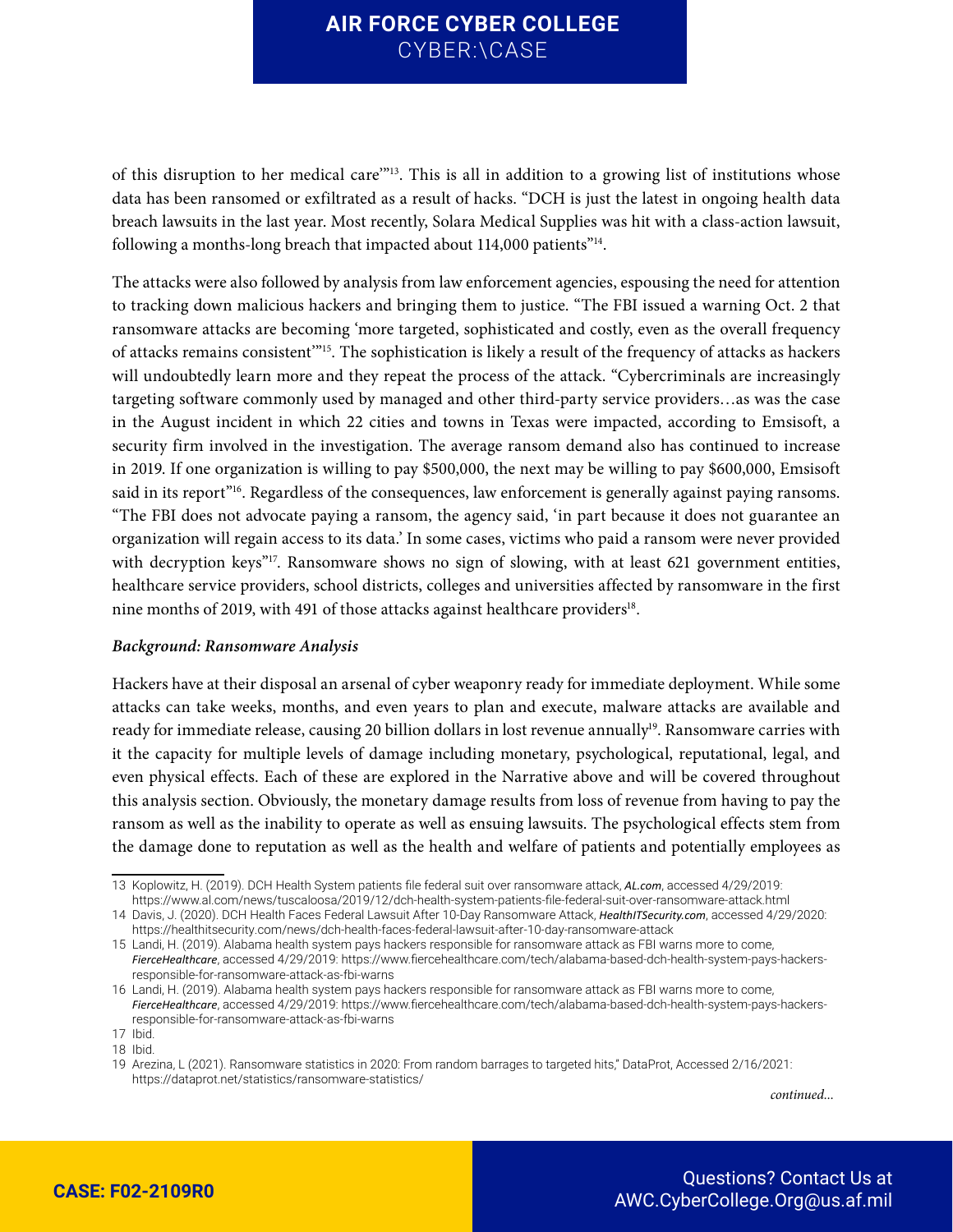of this disruption to her medical care'"[13]. This is all in addition to a growing list of institutions whose data has been ransomed or exfiltrated as a result of hacks. "DCH is just the latest in ongoing health data breach lawsuits in the last year. Most recently, Solara Medical Supplies was hit with a class-action lawsuit, following a months-long breach that impacted about 114,000 patients"[14].

The attacks were also followed by analysis from law enforcement agencies, espousing the need for attention to tracking down malicious hackers and bringing them to justice. "The FBI issued a warning Oct. 2 that ransomware attacks are becoming 'more targeted, sophisticated and costly, even as the overall frequency of attacks remains consistent'"[15]. The sophistication is likely a result of the frequency of attacks as hackers will undoubtedly learn more and they repeat the process of the attack. "Cybercriminals are increasingly targeting software commonly used by managed and other third-party service providers…as was the case in the August incident in which 22 cities and towns in Texas were impacted, according to Emsisoft, a security firm involved in the investigation. The average ransom demand also has continued to increase in 2019. If one organization is willing to pay $500,000, the next may be willing to pay $600,000, Emsisoft said in its report"[16]. Regardless of the consequences, law enforcement is generally against paying ransoms. "The FBI does not advocate paying a ransom, the agency said, 'in part because it does not guarantee an organization will regain access to its data.' In some cases, victims who paid a ransom were never provided with decryption keys"[17]. Ransomware shows no sign of slowing, with at least 621 government entities, healthcare service providers, school districts, colleges and universities affected by ransomware in the first nine months of 2019, with 491 of those attacks against healthcare providers[18].

***Background: Ransomware Analysis***

Hackers have at their disposal an arsenal of cyber weaponry ready for immediate deployment. While some attacks can take weeks, months, and even years to plan and execute, malware attacks are available and ready for immediate release, causing 20 billion dollars in lost revenue annually[19]. Ransomware carries with it the capacity for multiple levels of damage including monetary, psychological, reputational, legal, and even physical effects. Each of these are explored in the Narrative above and will be covered throughout this analysis section. Obviously, the monetary damage results from loss of revenue from having to pay the ransom as well as the inability to operate as well as ensuing lawsuits. The psychological effects stem from the damage done to reputation as well as the health and welfare of patients and potentially employees as

---

13 Koplowitz, H. (2019). DCH Health System patients file federal suit over ransomware attack, *AL.com*, accessed 4/29/2019: https://www.al.com/news/tuscaloosa/2019/12/dch-health-system-patients-file-federal-suit-over-ransomware-attack.html

14 Davis, J. (2020). DCH Health Faces Federal Lawsuit After 10-Day Ransomware Attack, *HealthITSecurity.com*, accessed 4/29/2020: https://healthitsecurity.com/news/dch-health-faces-federal-lawsuit-after-10-day-ransomware-attack

15 Landi, H. (2019). Alabama health system pays hackers responsible for ransomware attack as FBI warns more to come, *FierceHealthcare*, accessed 4/29/2019: https://www.fiercehealthcare.com/tech/alabama-based-dch-health-system-pays-hackers-responsible-for-ransomware-attack-as-fbi-warns

16 Landi, H. (2019). Alabama health system pays hackers responsible for ransomware attack as FBI warns more to come, *FierceHealthcare*, accessed 4/29/2019: https://www.fiercehealthcare.com/tech/alabama-based-dch-health-system-pays-hackers-responsible-for-ransomware-attack-as-fbi-warns

17 Ibid.

18 Ibid.

19 Arezina, L (2021). Ransomware statistics in 2020: From random barrages to targeted hits," DataProt, Accessed 2/16/2021: https://dataprot.net/statistics/ransomware-statistics/

*continued...*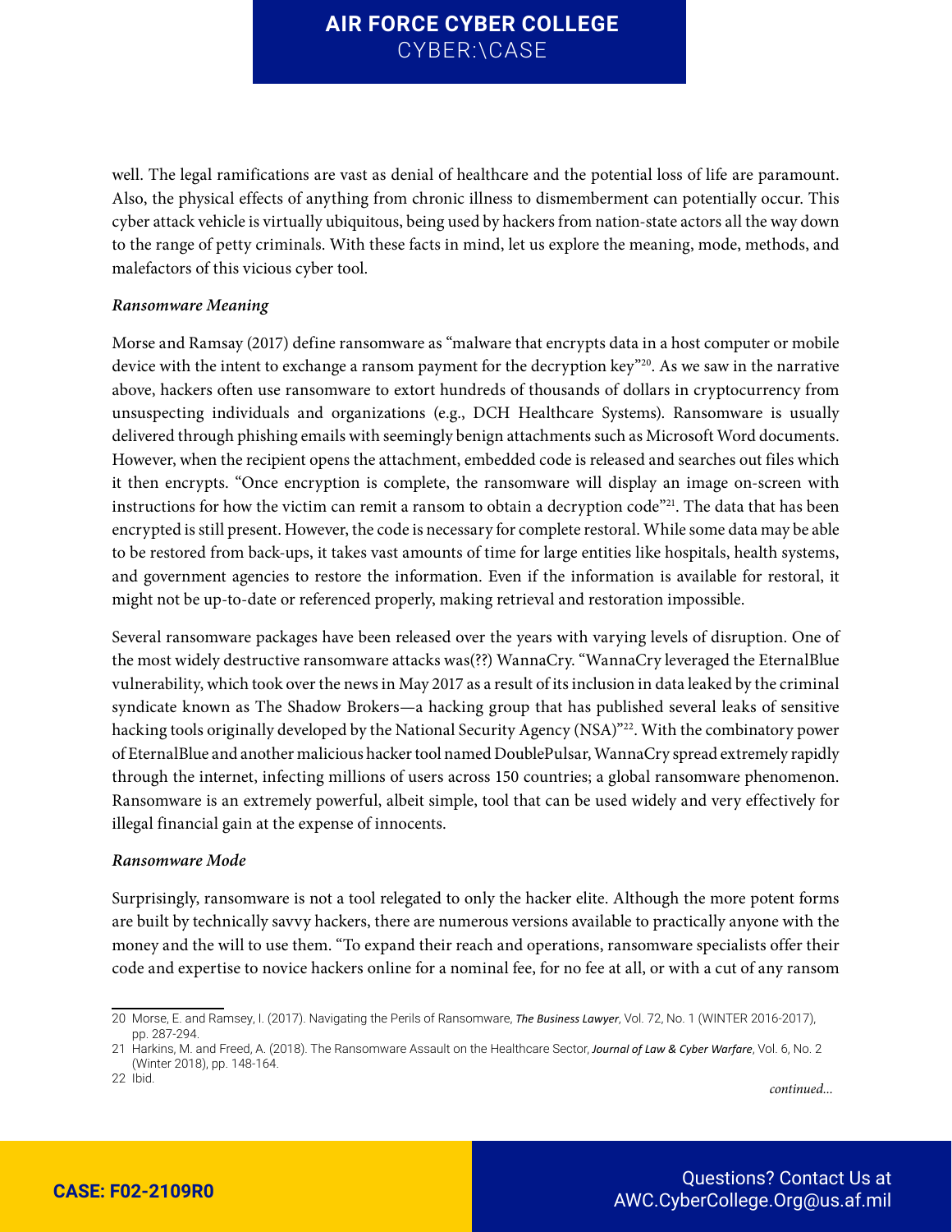well. The legal ramifications are vast as denial of healthcare and the potential loss of life are paramount. Also, the physical effects of anything from chronic illness to dismemberment can potentially occur. This cyber attack vehicle is virtually ubiquitous, being used by hackers from nation-state actors all the way down to the range of petty criminals. With these facts in mind, let us explore the meaning, mode, methods, and malefactors of this vicious cyber tool.

***Ransomware Meaning***

Morse and Ramsay (2017) define ransomware as "malware that encrypts data in a host computer or mobile device with the intent to exchange a ransom payment for the decryption key"[20]. As we saw in the narrative above, hackers often use ransomware to extort hundreds of thousands of dollars in cryptocurrency from unsuspecting individuals and organizations (e.g., DCH Healthcare Systems). Ransomware is usually delivered through phishing emails with seemingly benign attachments such as Microsoft Word documents. However, when the recipient opens the attachment, embedded code is released and searches out files which it then encrypts. "Once encryption is complete, the ransomware will display an image on-screen with instructions for how the victim can remit a ransom to obtain a decryption code"[21]. The data that has been encrypted is still present. However, the code is necessary for complete restoral. While some data may be able to be restored from back-ups, it takes vast amounts of time for large entities like hospitals, health systems, and government agencies to restore the information. Even if the information is available for restoral, it might not be up-to-date or referenced properly, making retrieval and restoration impossible.

Several ransomware packages have been released over the years with varying levels of disruption. One of the most widely destructive ransomware attacks was(??) WannaCry. "WannaCry leveraged the EternalBlue vulnerability, which took over the news in May 2017 as a result of its inclusion in data leaked by the criminal syndicate known as The Shadow Brokers—a hacking group that has published several leaks of sensitive hacking tools originally developed by the National Security Agency (NSA)"[22]. With the combinatory power of EternalBlue and another malicious hacker tool named DoublePulsar, WannaCry spread extremely rapidly through the internet, infecting millions of users across 150 countries; a global ransomware phenomenon. Ransomware is an extremely powerful, albeit simple, tool that can be used widely and very effectively for illegal financial gain at the expense of innocents.

***Ransomware Mode***

Surprisingly, ransomware is not a tool relegated to only the hacker elite. Although the more potent forms are built by technically savvy hackers, there are numerous versions available to practically anyone with the money and the will to use them. "To expand their reach and operations, ransomware specialists offer their code and expertise to novice hackers online for a nominal fee, for no fee at all, or with a cut of any ransom

---

20 Morse, E. and Ramsey, I. (2017). Navigating the Perils of Ransomware, *The Business Lawyer*, Vol. 72, No. 1 (WINTER 2016-2017), pp. 287-294.

21 Harkins, M. and Freed, A. (2018). The Ransomware Assault on the Healthcare Sector, *Journal of Law & Cyber Warfare*, Vol. 6, No. 2 (Winter 2018), pp. 148-164.

22 Ibid.

*continued...*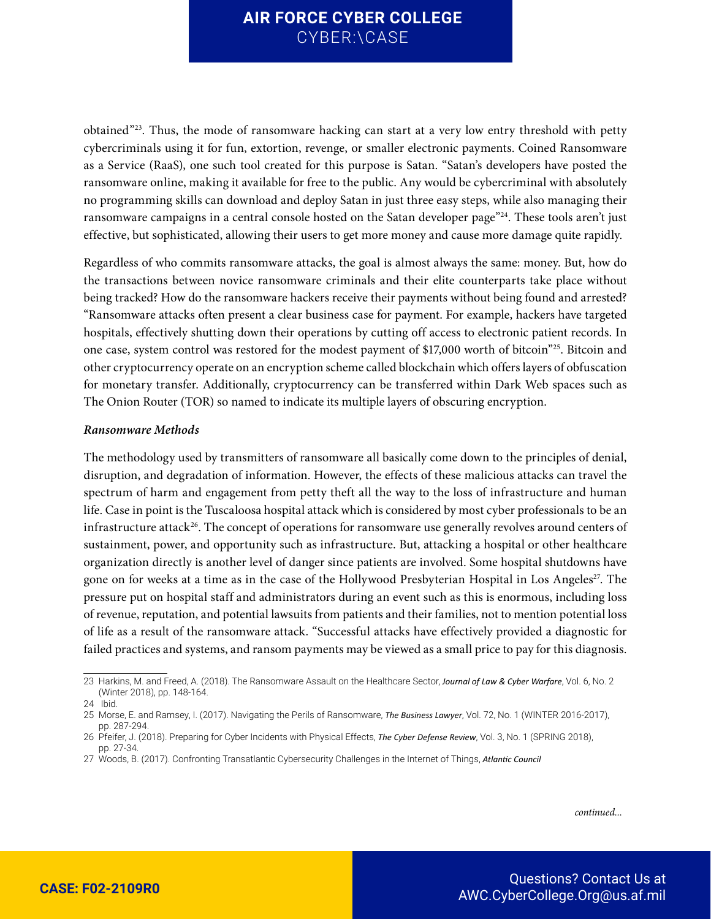obtained"[23]. Thus, the mode of ransomware hacking can start at a very low entry threshold with petty cybercriminals using it for fun, extortion, revenge, or smaller electronic payments. Coined Ransomware as a Service (RaaS), one such tool created for this purpose is Satan. "Satan's developers have posted the ransomware online, making it available for free to the public. Any would be cybercriminal with absolutely no programming skills can download and deploy Satan in just three easy steps, while also managing their ransomware campaigns in a central console hosted on the Satan developer page"[24]. These tools aren't just effective, but sophisticated, allowing their users to get more money and cause more damage quite rapidly.

Regardless of who commits ransomware attacks, the goal is almost always the same: money. But, how do the transactions between novice ransomware criminals and their elite counterparts take place without being tracked? How do the ransomware hackers receive their payments without being found and arrested? "Ransomware attacks often present a clear business case for payment. For example, hackers have targeted hospitals, effectively shutting down their operations by cutting off access to electronic patient records. In one case, system control was restored for the modest payment of $17,000 worth of bitcoin"[25]. Bitcoin and other cryptocurrency operate on an encryption scheme called blockchain which offers layers of obfuscation for monetary transfer. Additionally, cryptocurrency can be transferred within Dark Web spaces such as The Onion Router (TOR) so named to indicate its multiple layers of obscuring encryption.

***Ransomware Methods***

The methodology used by transmitters of ransomware all basically come down to the principles of denial, disruption, and degradation of information. However, the effects of these malicious attacks can travel the spectrum of harm and engagement from petty theft all the way to the loss of infrastructure and human life. Case in point is the Tuscaloosa hospital attack which is considered by most cyber professionals to be an infrastructure attack[26]. The concept of operations for ransomware use generally revolves around centers of sustainment, power, and opportunity such as infrastructure. But, attacking a hospital or other healthcare organization directly is another level of danger since patients are involved. Some hospital shutdowns have gone on for weeks at a time as in the case of the Hollywood Presbyterian Hospital in Los Angeles[27]. The pressure put on hospital staff and administrators during an event such as this is enormous, including loss of revenue, reputation, and potential lawsuits from patients and their families, not to mention potential loss of life as a result of the ransomware attack. "Successful attacks have effectively provided a diagnostic for failed practices and systems, and ransom payments may be viewed as a small price to pay for this diagnosis.

---

23 Harkins, M. and Freed, A. (2018). The Ransomware Assault on the Healthcare Sector, *Journal of Law & Cyber Warfare*, Vol. 6, No. 2 (Winter 2018), pp. 148-164.

24 Ibid.

25 Morse, E. and Ramsey, I. (2017). Navigating the Perils of Ransomware, *The Business Lawyer*, Vol. 72, No. 1 (WINTER 2016-2017), pp. 287-294.

26 Pfeifer, J. (2018). Preparing for Cyber Incidents with Physical Effects, *The Cyber Defense Review*, Vol. 3, No. 1 (SPRING 2018), pp. 27-34.

27 Woods, B. (2017). Confronting Transatlantic Cybersecurity Challenges in the Internet of Things, *Atlantic Council*

*continued...*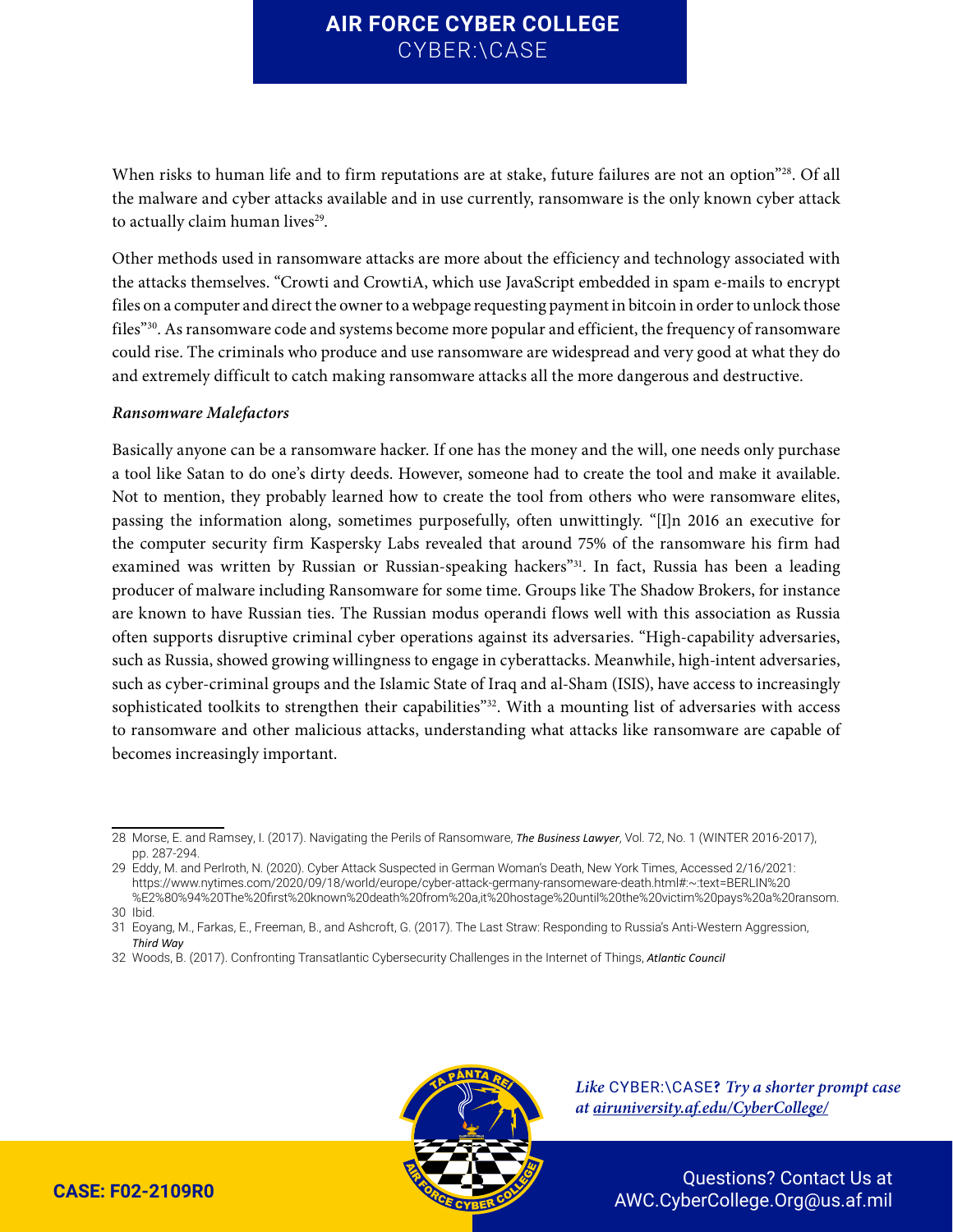When risks to human life and to firm reputations are at stake, future failures are not an option"[28]. Of all the malware and cyber attacks available and in use currently, ransomware is the only known cyber attack to actually claim human lives[29].

Other methods used in ransomware attacks are more about the efficiency and technology associated with the attacks themselves. "Crowti and CrowtiA, which use JavaScript embedded in spam e-mails to encrypt files on a computer and direct the owner to a webpage requesting payment in bitcoin in order to unlock those files"[30]. As ransomware code and systems become more popular and efficient, the frequency of ransomware could rise. The criminals who produce and use ransomware are widespread and very good at what they do and extremely difficult to catch making ransomware attacks all the more dangerous and destructive.

***Ransomware Malefactors***

Basically anyone can be a ransomware hacker. If one has the money and the will, one needs only purchase a tool like Satan to do one's dirty deeds. However, someone had to create the tool and make it available. Not to mention, they probably learned how to create the tool from others who were ransomware elites, passing the information along, sometimes purposefully, often unwittingly. "[I]n 2016 an executive for the computer security firm Kaspersky Labs revealed that around 75% of the ransomware his firm had examined was written by Russian or Russian-speaking hackers"[31]. In fact, Russia has been a leading producer of malware including Ransomware for some time. Groups like The Shadow Brokers, for instance are known to have Russian ties. The Russian modus operandi flows well with this association as Russia often supports disruptive criminal cyber operations against its adversaries. "High-capability adversaries, such as Russia, showed growing willingness to engage in cyberattacks. Meanwhile, high-intent adversaries, such as cyber-criminal groups and the Islamic State of Iraq and al-Sham (ISIS), have access to increasingly sophisticated toolkits to strengthen their capabilities"[32]. With a mounting list of adversaries with access to ransomware and other malicious attacks, understanding what attacks like ransomware are capable of becomes increasingly important.

---

28 Morse, E. and Ramsey, I. (2017). Navigating the Perils of Ransomware, *The Business Lawyer*, Vol. 72, No. 1 (WINTER 2016-2017), pp. 287-294.

29 Eddy, M. and Perlroth, N. (2020). Cyber Attack Suspected in German Woman's Death, New York Times, Accessed 2/16/2021: https://www.nytimes.com/2020/09/18/world/europe/cyber-attack-germany-ransomeware-death.html#:~:text=BERLIN%20%E2%80%94%20The%20first%20known%20death%20from%20a,it%20hostage%20until%20the%20victim%20pays%20a%20ransom.

30 Ibid.

31 Eoyang, M., Farkas, E., Freeman, B., and Ashcroft, G. (2017). The Last Straw: Responding to Russia's Anti-Western Aggression, *Third Way*

32 Woods, B. (2017). Confronting Transatlantic Cybersecurity Challenges in the Internet of Things, *Atlantic Council*

*Like* CYBER:\CASE? *Try a shorter prompt case at airuniversity.af.edu/CyberCollege/*

CASE: F02-2109R0

Questions? Contact Us at AWC.CyberCollege.Org@us.af.mil